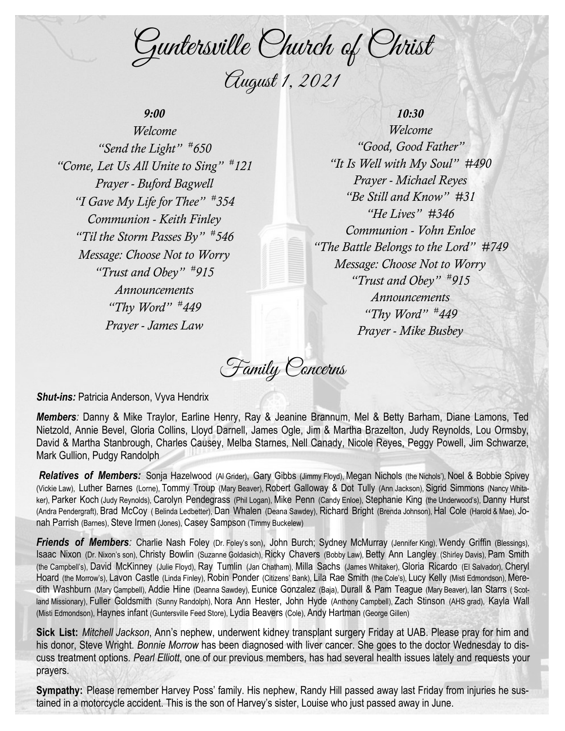// Guntersville Church of Christ

August 1, 2021

*9:00*

*Welcome*

*"Send the Light" #650*

*"Come, Let Us All Unite to Sing" #121*

*Prayer - Buford Bagwell*

*"I Gave My Life for Thee" #354*

*Communion - Keith Finley*

*"Til the Storm Passes By" #546*

*Message: Choose Not to Worry*

*"Trust and Obey" #915*

*Announcements*

*"Thy Word" #449*

*Prayer - James Law*

*10:30*

*Welcome*

*"Good, Good Father"*

*"It Is Well with My Soul" #490*

*Prayer - Michael Reyes*

*"Be Still and Know" #31*

*"He Lives" #346*

*Communion - Vohn Enloe*

*"The Battle Belongs to the Lord" #749*

*Message: Choose Not to Worry*

*"Trust and Obey" #915*

*Announcements*

*"Thy Word" #449*

*Prayer - Mike Busbey*

## Family Concerns

***Shut-ins:*** Patricia Anderson, Vyva Hendrix

***Members**:* Danny & Mike Traylor, Earline Henry, Ray & Jeanine Brannum, Mel & Betty Barham, Diane Lamons, Ted Nietzold, Annie Bevel, Gloria Collins, Lloyd Darnell, James Ogle, Jim & Martha Brazelton, Judy Reynolds, Lou Ormsby, David & Martha Stanbrough, Charles Causey, Melba Starnes, Nell Canady, Nicole Reyes, Peggy Powell, Jim Schwarze, Mark Gullion, Pudgy Randolph

***Relatives of Members:*** Sonja Hazelwood (Al Grider), Gary Gibbs (Jimmy Floyd), Megan Nichols (the Nichols'), Noel & Bobbie Spivey (Vickie Law), Luther Barnes (Lorne), Tommy Troup (Mary Beaver), Robert Galloway & Dot Tully (Ann Jackson), Sigrid Simmons (Nancy Whitaker), Parker Koch (Judy Reynolds), Carolyn Pendegrass (Phil Logan), Mike Penn (Candy Enloe), Stephanie King (the Underwood's), Danny Hurst (Andra Pendergraft), Brad McCoy ( Belinda Ledbetter), Dan Whalen (Deana Sawdey), Richard Bright (Brenda Johnson), Hal Cole (Harold & Mae), Jonah Parrish (Barnes), Steve Irmen (Jones), Casey Sampson (Timmy Buckelew)

***Friends of Members**:* Charlie Nash Foley (Dr. Foley's son), John Burch; Sydney McMurray (Jennifer King), Wendy Griffin (Blessings), Isaac Nixon (Dr. Nixon's son), Christy Bowlin (Suzanne Goldasich), Ricky Chavers (Bobby Law), Betty Ann Langley (Shirley Davis), Pam Smith (the Campbell's), David McKinney (Julie Floyd), Ray Tumlin (Jan Chatham), Milla Sachs (James Whitaker), Gloria Ricardo (El Salvador), Cheryl Hoard (the Morrow's), Lavon Castle (Linda Finley), Robin Ponder (Citizens' Bank), Lila Rae Smith (the Cole's), Lucy Kelly (Misti Edmondson), Meredith Washburn (Mary Campbell), Addie Hine (Deanna Sawdey), Eunice Gonzalez (Baja), Durall & Pam Teague (Mary Beaver), Ian Starrs ( Scotland Missionary), Fuller Goldsmith (Sunny Randolph), Nora Ann Hester, John Hyde (Anthony Campbell), Zach Stinson (AHS grad), Kayla Wall (Misti Edmondson), Haynes infant (Guntersville Feed Store), Lydia Beavers (Cole), Andy Hartman (George Gillen)

**Sick List:** *Mitchell Jackson*, Ann's nephew, underwent kidney transplant surgery Friday at UAB. Please pray for him and his donor, Steve Wright. *Bonnie Morrow* has been diagnosed with liver cancer. She goes to the doctor Wednesday to discuss treatment options. *Pearl Elliott*, one of our previous members, has had several health issues lately and requests your prayers.

**Sympathy:** Please remember Harvey Poss' family. His nephew, Randy Hill passed away last Friday from injuries he sustained in a motorcycle accident. This is the son of Harvey's sister, Louise who just passed away in June.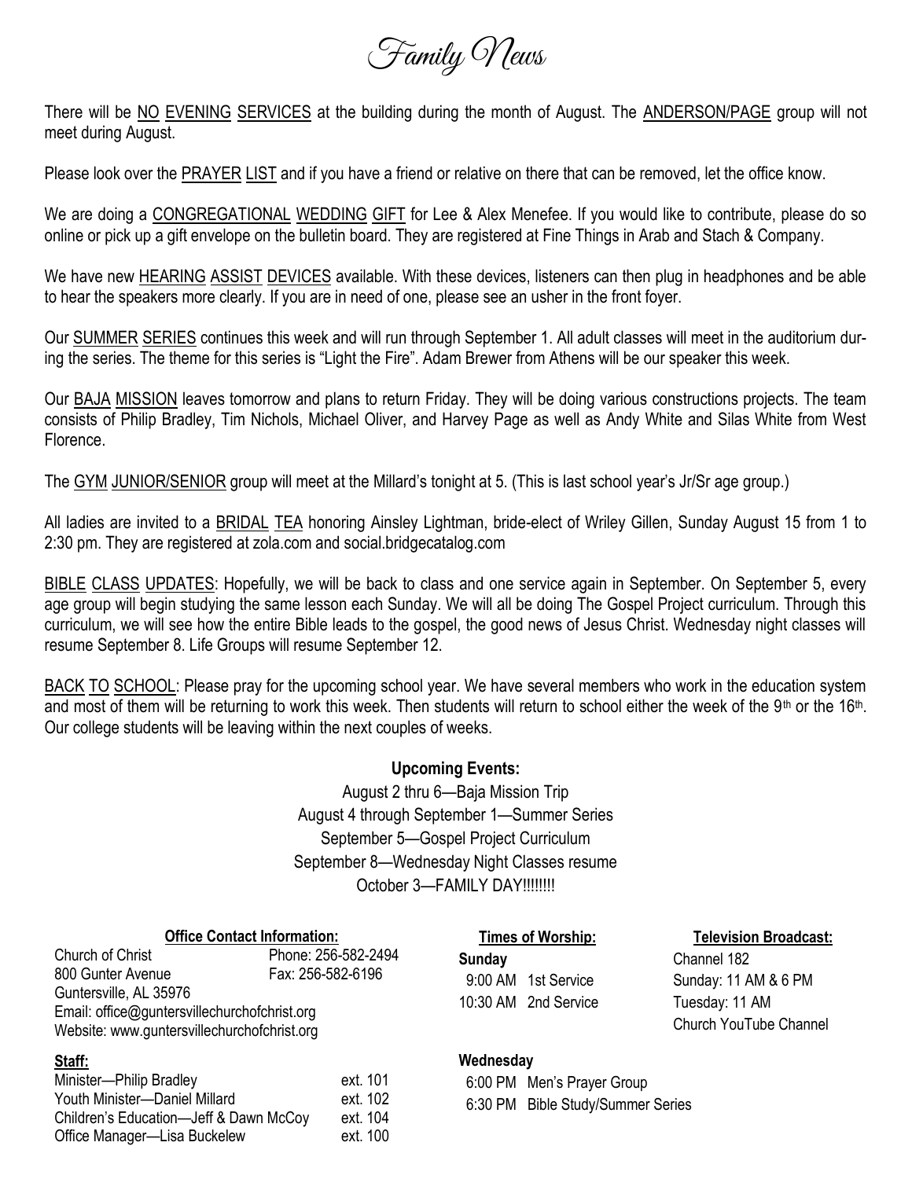# Family News

There will be NO EVENING SERVICES at the building during the month of August. The ANDERSON/PAGE group will not meet during August.

Please look over the PRAYER LIST and if you have a friend or relative on there that can be removed, let the office know.

We are doing a CONGREGATIONAL WEDDING GIFT for Lee & Alex Menefee. If you would like to contribute, please do so online or pick up a gift envelope on the bulletin board. They are registered at Fine Things in Arab and Stach & Company.

We have new HEARING ASSIST DEVICES available. With these devices, listeners can then plug in headphones and be able to hear the speakers more clearly. If you are in need of one, please see an usher in the front foyer.

Our SUMMER SERIES continues this week and will run through September 1. All adult classes will meet in the auditorium during the series. The theme for this series is "Light the Fire". Adam Brewer from Athens will be our speaker this week.

Our BAJA MISSION leaves tomorrow and plans to return Friday. They will be doing various constructions projects. The team consists of Philip Bradley, Tim Nichols, Michael Oliver, and Harvey Page as well as Andy White and Silas White from West Florence.

The GYM JUNIOR/SENIOR group will meet at the Millard's tonight at 5. (This is last school year's Jr/Sr age group.)

All ladies are invited to a BRIDAL TEA honoring Ainsley Lightman, bride-elect of Wriley Gillen, Sunday August 15 from 1 to 2:30 pm. They are registered at zola.com and social.bridgecatalog.com

BIBLE CLASS UPDATES: Hopefully, we will be back to class and one service again in September. On September 5, every age group will begin studying the same lesson each Sunday. We will all be doing The Gospel Project curriculum. Through this curriculum, we will see how the entire Bible leads to the gospel, the good news of Jesus Christ. Wednesday night classes will resume September 8. Life Groups will resume September 12.

BACK TO SCHOOL: Please pray for the upcoming school year. We have several members who work in the education system and most of them will be returning to work this week. Then students will return to school either the week of the 9th or the 16th. Our college students will be leaving within the next couples of weeks.

**Upcoming Events:**

August 2 thru 6—Baja Mission Trip
August 4 through September 1—Summer Series
September 5—Gospel Project Curriculum
September 8—Wednesday Night Classes resume
October 3—FAMILY DAY!!!!!!!!

**Office Contact Information:**

Church of Christ
800 Gunter Avenue
Guntersville, AL 35976
Phone: 256-582-2494
Fax: 256-582-6196
Email: office@guntersvillechurchofchrist.org
Website: www.guntersvillechurchofchrist.org

**Staff:**

| | |
|---|---|
| Minister—Philip Bradley | ext. 101 |
| Youth Minister—Daniel Millard | ext. 102 |
| Children's Education—Jeff & Dawn McCoy | ext. 104 |
| Office Manager—Lisa Buckelew | ext. 100 |

**Times of Worship:**

**Sunday**

9:00 AM 1st Service
10:30 AM 2nd Service

**Wednesday**

6:00 PM Men's Prayer Group
6:30 PM Bible Study/Summer Series

**Television Broadcast:**

Channel 182
Sunday: 11 AM & 6 PM
Tuesday: 11 AM
Church YouTube Channel